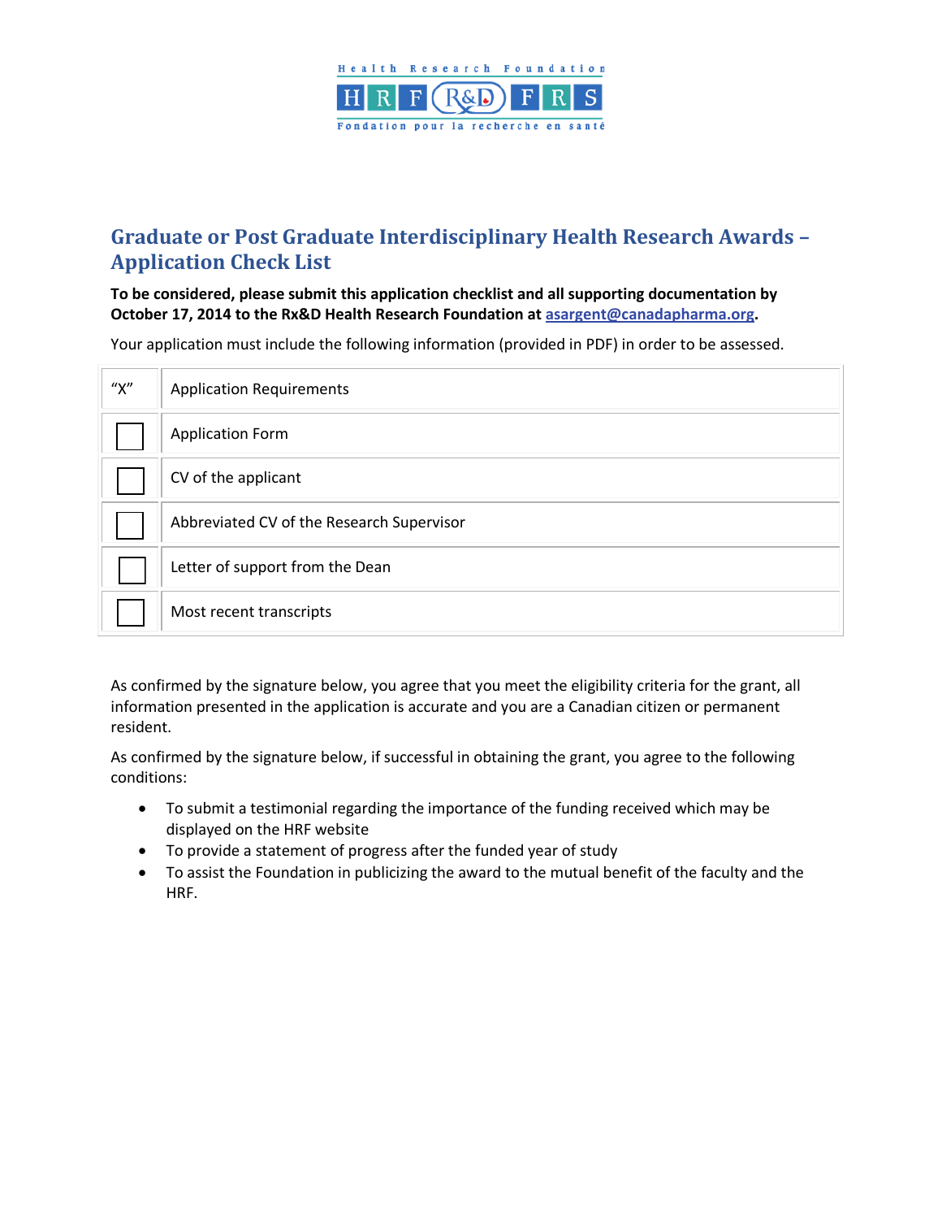Health Research Foundation

HRF R&D FRS

Fondation pour la recherche en santé

## Graduate or Post Graduate Interdisciplinary Health Research Awards – Application Check List

**To be considered, please submit this application checklist and all supporting documentation by October 17, 2014 to the Rx&D Health Research Foundation at [asargent@canadapharma.org](mailto:asargent@canadapharma.org).**

Your application must include the following information (provided in PDF) in order to be assessed.

| "X" | Application Requirements |
|---|---|
| ☐ | Application Form |
| ☐ | CV of the applicant |
| ☐ | Abbreviated CV of the Research Supervisor |
| ☐ | Letter of support from the Dean |
| ☐ | Most recent transcripts |

As confirmed by the signature below, you agree that you meet the eligibility criteria for the grant, all information presented in the application is accurate and you are a Canadian citizen or permanent resident.

As confirmed by the signature below, if successful in obtaining the grant, you agree to the following conditions:

- To submit a testimonial regarding the importance of the funding received which may be displayed on the HRF website
- To provide a statement of progress after the funded year of study
- To assist the Foundation in publicizing the award to the mutual benefit of the faculty and the HRF.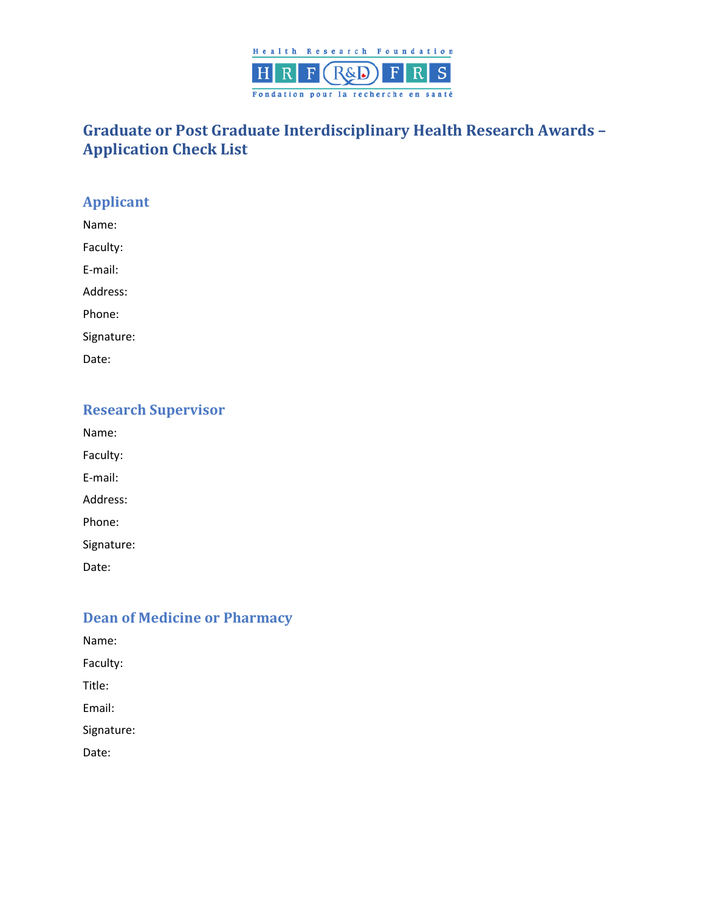# Graduate or Post Graduate Interdisciplinary Health Research Awards – Application Check List

## Applicant

Name:

Faculty:

E-mail:

Address:

Phone:

Signature:

Date:

## Research Supervisor

Name:

Faculty:

E-mail:

Address:

Phone:

Signature:

Date:

## Dean of Medicine or Pharmacy

Name:

Faculty:

Title:

Email:

Signature:

Date: